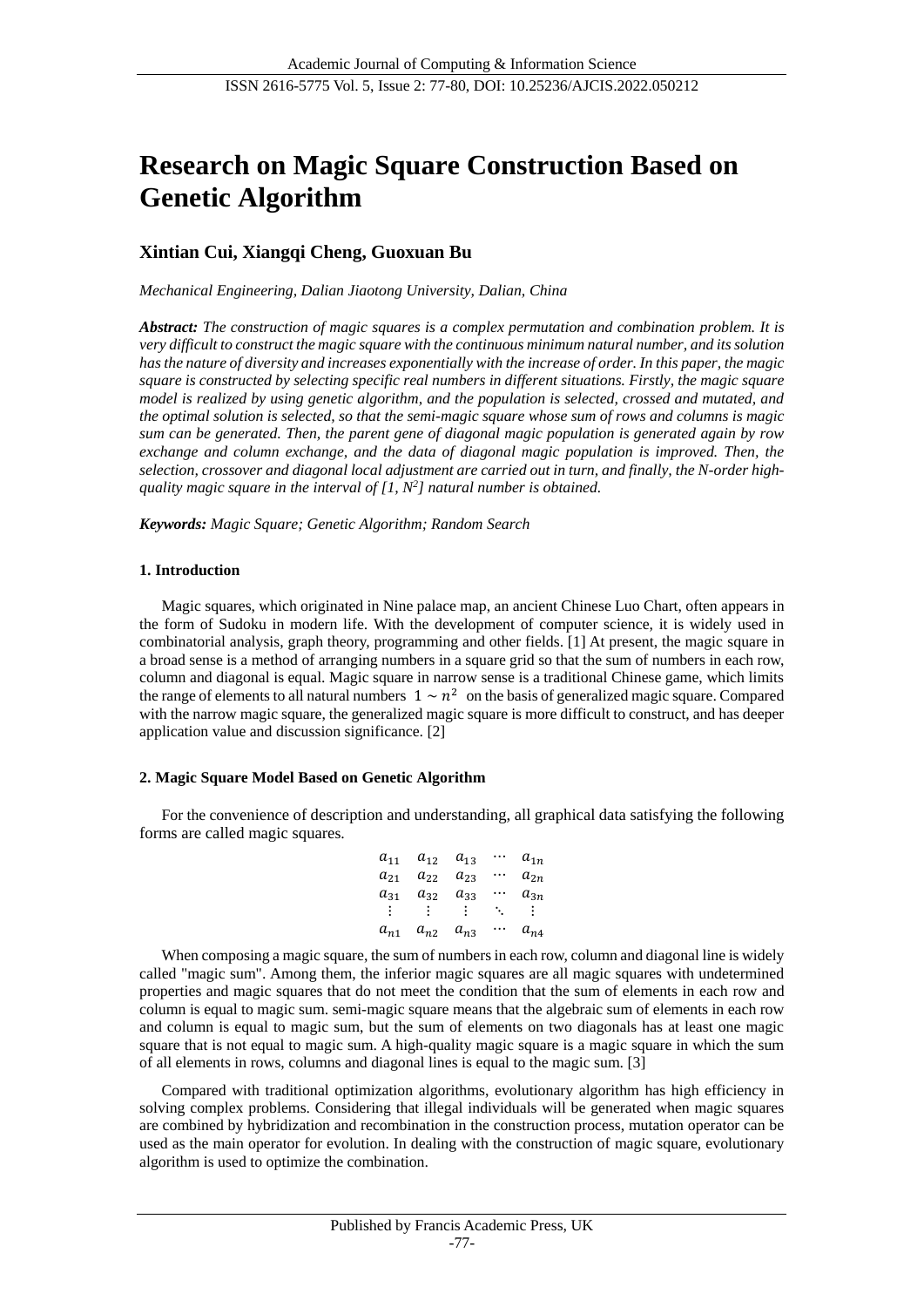// Research on Magic Square Construction Based on Genetic Algorithm

**Xintian Cui, Xiangqi Cheng, Guoxuan Bu**

*Mechanical Engineering, Dalian Jiaotong University, Dalian, China*

***Abstract:*** *The construction of magic squares is a complex permutation and combination problem. It is very difficult to construct the magic square with the continuous minimum natural number, and its solution has the nature of diversity and increases exponentially with the increase of order. In this paper, the magic square is constructed by selecting specific real numbers in different situations. Firstly, the magic square model is realized by using genetic algorithm, and the population is selected, crossed and mutated, and the optimal solution is selected, so that the semi-magic square whose sum of rows and columns is magic sum can be generated. Then, the parent gene of diagonal magic population is generated again by row exchange and column exchange, and the data of diagonal magic population is improved. Then, the selection, crossover and diagonal local adjustment are carried out in turn, and finally, the N-order high-quality magic square in the interval of [1, N²] natural number is obtained.*

***Keywords:*** *Magic Square; Genetic Algorithm; Random Search*

## 1. Introduction

Magic squares, which originated in Nine palace map, an ancient Chinese Luo Chart, often appears in the form of Sudoku in modern life. With the development of computer science, it is widely used in combinatorial analysis, graph theory, programming and other fields. [1] At present, the magic square in a broad sense is a method of arranging numbers in a square grid so that the sum of numbers in each row, column and diagonal is equal. Magic square in narrow sense is a traditional Chinese game, which limits the range of elements to all natural numbers $1 \sim n^2$ on the basis of generalized magic square. Compared with the narrow magic square, the generalized magic square is more difficult to construct, and has deeper application value and discussion significance. [2]

## 2. Magic Square Model Based on Genetic Algorithm

For the convenience of description and understanding, all graphical data satisfying the following forms are called magic squares.

$$
\begin{matrix}
a_{11} & a_{12} & a_{13} & \cdots & a_{1n} \\
a_{21} & a_{22} & a_{23} & \cdots & a_{2n} \\
a_{31} & a_{32} & a_{33} & \cdots & a_{3n} \\
\vdots & \vdots & \vdots & \ddots & \vdots \\
a_{n1} & a_{n2} & a_{n3} & \cdots & a_{n4}
\end{matrix}
$$

When composing a magic square, the sum of numbers in each row, column and diagonal line is widely called "magic sum". Among them, the inferior magic squares are all magic squares with undetermined properties and magic squares that do not meet the condition that the sum of elements in each row and column is equal to magic sum. semi-magic square means that the algebraic sum of elements in each row and column is equal to magic sum, but the sum of elements on two diagonals has at least one magic square that is not equal to magic sum. A high-quality magic square is a magic square in which the sum of all elements in rows, columns and diagonal lines is equal to the magic sum. [3]

Compared with traditional optimization algorithms, evolutionary algorithm has high efficiency in solving complex problems. Considering that illegal individuals will be generated when magic squares are combined by hybridization and recombination in the construction process, mutation operator can be used as the main operator for evolution. In dealing with the construction of magic square, evolutionary algorithm is used to optimize the combination.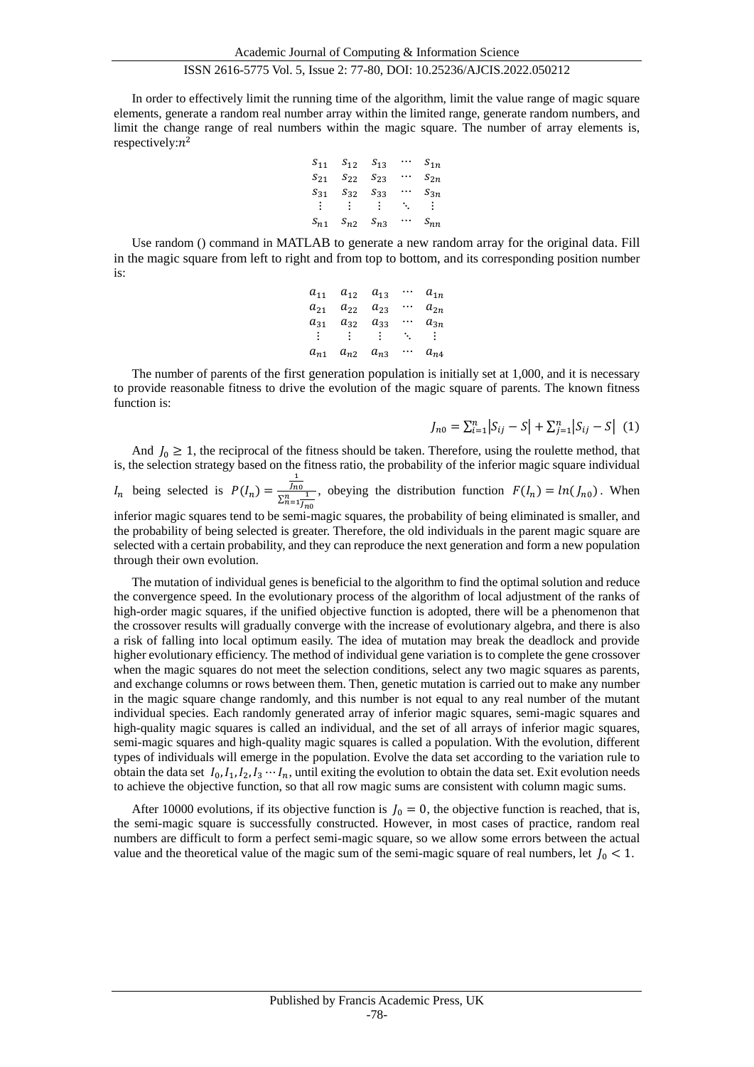In order to effectively limit the running time of the algorithm, limit the value range of magic square elements, generate a random real number array within the limited range, generate random numbers, and limit the change range of real numbers within the magic square. The number of array elements is, respectively:$n^2$

$$
\begin{matrix}
s_{11} & s_{12} & s_{13} & \cdots & s_{1n} \\
s_{21} & s_{22} & s_{23} & \cdots & s_{2n} \\
s_{31} & s_{32} & s_{33} & \cdots & s_{3n} \\
\vdots & \vdots & \vdots & \ddots & \vdots \\
s_{n1} & s_{n2} & s_{n3} & \cdots & s_{nn}
\end{matrix}
$$

Use random () command in MATLAB to generate a new random array for the original data. Fill in the magic square from left to right and from top to bottom, and its corresponding position number is:

$$
\begin{matrix}
a_{11} & a_{12} & a_{13} & \cdots & a_{1n} \\
a_{21} & a_{22} & a_{23} & \cdots & a_{2n} \\
a_{31} & a_{32} & a_{33} & \cdots & a_{3n} \\
\vdots & \vdots & \vdots & \ddots & \vdots \\
a_{n1} & a_{n2} & a_{n3} & \cdots & a_{n4}
\end{matrix}
$$

The number of parents of the first generation population is initially set at 1,000, and it is necessary to provide reasonable fitness to drive the evolution of the magic square of parents. The known fitness function is:

$$J_{n0} = \sum_{i=1}^{n} \left| S_{ij} - S \right| + \sum_{j=1}^{n} \left| S_{ij} - S \right| \quad (1)$$

And $J_0 \geq 1$, the reciprocal of the fitness should be taken. Therefore, using the roulette method, that is, the selection strategy based on the fitness ratio, the probability of the inferior magic square individual $I_n$ being selected is $P(I_n) = \frac{\frac{1}{J_{n0}}}{\sum_{n=1}^{n} \frac{1}{J_{n0}}}$, obeying the distribution function $F(I_n) = ln(J_{n0})$. When inferior magic squares tend to be semi-magic squares, the probability of being eliminated is smaller, and the probability of being selected is greater. Therefore, the old individuals in the parent magic square are selected with a certain probability, and they can reproduce the next generation and form a new population through their own evolution.

The mutation of individual genes is beneficial to the algorithm to find the optimal solution and reduce the convergence speed. In the evolutionary process of the algorithm of local adjustment of the ranks of high-order magic squares, if the unified objective function is adopted, there will be a phenomenon that the crossover results will gradually converge with the increase of evolutionary algebra, and there is also a risk of falling into local optimum easily. The idea of mutation may break the deadlock and provide higher evolutionary efficiency. The method of individual gene variation is to complete the gene crossover when the magic squares do not meet the selection conditions, select any two magic squares as parents, and exchange columns or rows between them. Then, genetic mutation is carried out to make any number in the magic square change randomly, and this number is not equal to any real number of the mutant individual species. Each randomly generated array of inferior magic squares, semi-magic squares and high-quality magic squares is called an individual, and the set of all arrays of inferior magic squares, semi-magic squares and high-quality magic squares is called a population. With the evolution, different types of individuals will emerge in the population. Evolve the data set according to the variation rule to obtain the data set $I_0, I_1, I_2, I_3 \cdots I_n$, until exiting the evolution to obtain the data set. Exit evolution needs to achieve the objective function, so that all row magic sums are consistent with column magic sums.

After 10000 evolutions, if its objective function is $J_0 = 0$, the objective function is reached, that is, the semi-magic square is successfully constructed. However, in most cases of practice, random real numbers are difficult to form a perfect semi-magic square, so we allow some errors between the actual value and the theoretical value of the magic sum of the semi-magic square of real numbers, let $J_0 < 1$.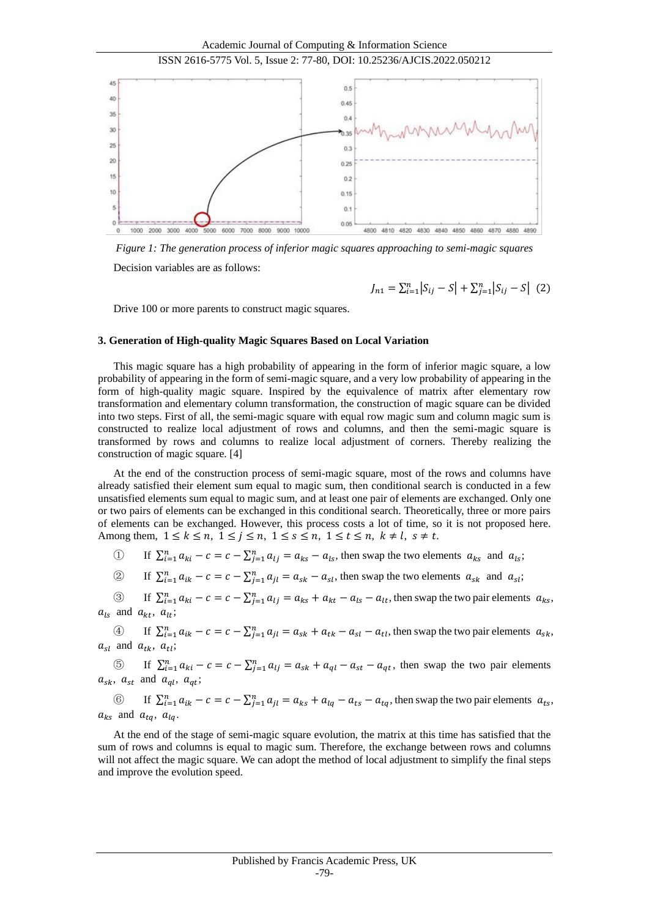*Figure 1: The generation process of inferior magic squares approaching to semi-magic squares*

Decision variables are as follows:

$$J_{n1} = \sum_{i=1}^{n} |S_{ij} - S| + \sum_{j=1}^{n} |S_{ij} - S| \quad (2)$$

Drive 100 or more parents to construct magic squares.

### 3. Generation of High-quality Magic Squares Based on Local Variation

This magic square has a high probability of appearing in the form of inferior magic square, a low probability of appearing in the form of semi-magic square, and a very low probability of appearing in the form of high-quality magic square. Inspired by the equivalence of matrix after elementary row transformation and elementary column transformation, the construction of magic square can be divided into two steps. First of all, the semi-magic square with equal row magic sum and column magic sum is constructed to realize local adjustment of rows and columns, and then the semi-magic square is transformed by rows and columns to realize local adjustment of corners. Thereby realizing the construction of magic square. [4]

At the end of the construction process of semi-magic square, most of the rows and columns have already satisfied their element sum equal to magic sum, then conditional search is conducted in a few unsatisfied elements sum equal to magic sum, and at least one pair of elements are exchanged. Only one or two pairs of elements can be exchanged in this conditional search. Theoretically, three or more pairs of elements can be exchanged. However, this process costs a lot of time, so it is not proposed here. Among them, $1 \le k \le n,\ 1 \le j \le n,\ 1 \le s \le n,\ 1 \le t \le n,\ k \ne l,\ s \ne t$.

① If $\sum_{i=1}^{n} a_{ki} - c = c - \sum_{j=1}^{n} a_{lj} = a_{ks} - a_{ls}$, then swap the two elements $a_{ks}$ and $a_{ls}$;

② If $\sum_{i=1}^{n} a_{ik} - c = c - \sum_{j=1}^{n} a_{jl} = a_{sk} - a_{sl}$, then swap the two elements $a_{sk}$ and $a_{sl}$;

③ If $\sum_{i=1}^{n} a_{ki} - c = c - \sum_{j=1}^{n} a_{lj} = a_{ks} + a_{kt} - a_{ls} - a_{lt}$, then swap the two pair elements $a_{ks}$, $a_{ls}$ and $a_{kt}$, $a_{lt}$;

④ If $\sum_{i=1}^{n} a_{ik} - c = c - \sum_{j=1}^{n} a_{jl} = a_{sk} + a_{tk} - a_{sl} - a_{tl}$, then swap the two pair elements $a_{sk}$, $a_{sl}$ and $a_{tk}$, $a_{tl}$;

⑤ If $\sum_{i=1}^{n} a_{ki} - c = c - \sum_{j=1}^{n} a_{lj} = a_{sk} + a_{ql} - a_{st} - a_{qt}$, then swap the two pair elements $a_{sk}$, $a_{st}$ and $a_{ql}$, $a_{qt}$;

⑥ If $\sum_{i=1}^{n} a_{ik} - c = c - \sum_{j=1}^{n} a_{jl} = a_{ks} + a_{lq} - a_{ts} - a_{tq}$, then swap the two pair elements $a_{ts}$, $a_{ks}$ and $a_{tq}$, $a_{lq}$.

At the end of the stage of semi-magic square evolution, the matrix at this time has satisfied that the sum of rows and columns is equal to magic sum. Therefore, the exchange between rows and columns will not affect the magic square. We can adopt the method of local adjustment to simplify the final steps and improve the evolution speed.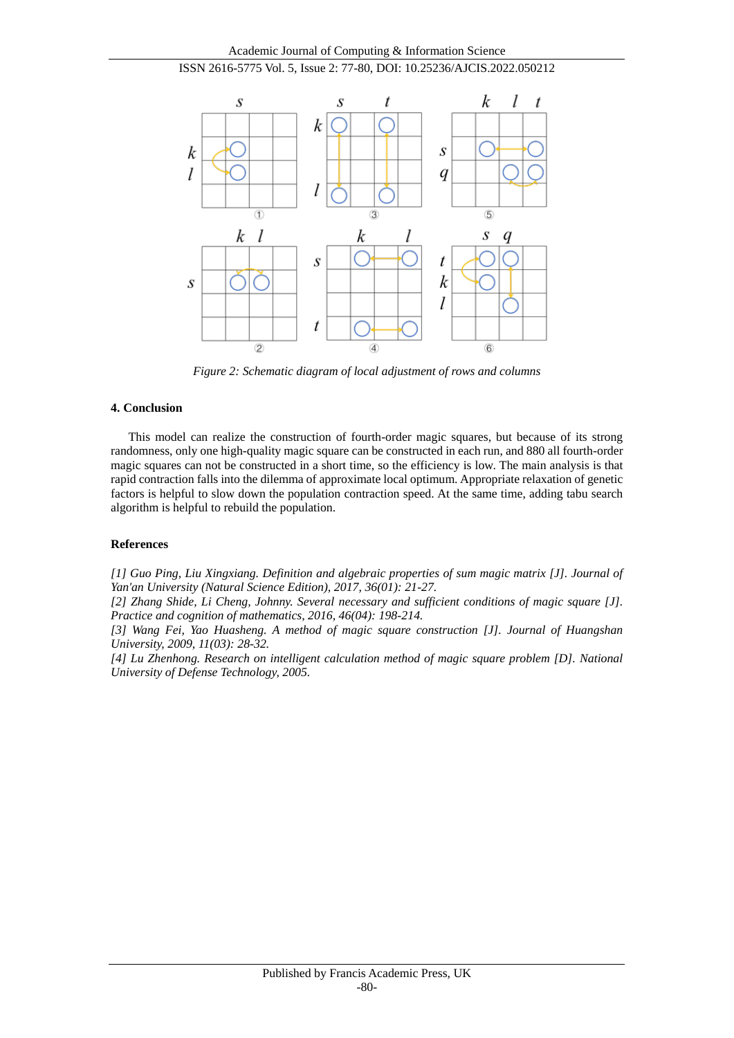s

k

l

①

s t

k

l

③

k l t

s

q

⑤

k l

s

②

k l

s

t

④

s q

t

k

l

⑥

*Figure 2: Schematic diagram of local adjustment of rows and columns*

### 4. Conclusion

This model can realize the construction of fourth-order magic squares, but because of its strong randomness, only one high-quality magic square can be constructed in each run, and 880 all fourth-order magic squares can not be constructed in a short time, so the efficiency is low. The main analysis is that rapid contraction falls into the dilemma of approximate local optimum. Appropriate relaxation of genetic factors is helpful to slow down the population contraction speed. At the same time, adding tabu search algorithm is helpful to rebuild the population.

### References

*[1] Guo Ping, Liu Xingxiang. Definition and algebraic properties of sum magic matrix [J]. Journal of Yan'an University (Natural Science Edition), 2017, 36(01): 21-27.*

*[2] Zhang Shide, Li Cheng, Johnny. Several necessary and sufficient conditions of magic square [J]. Practice and cognition of mathematics, 2016, 46(04): 198-214.*

*[3] Wang Fei, Yao Huasheng. A method of magic square construction [J]. Journal of Huangshan University, 2009, 11(03): 28-32.*

*[4] Lu Zhenhong. Research on intelligent calculation method of magic square problem [D]. National University of Defense Technology, 2005.*